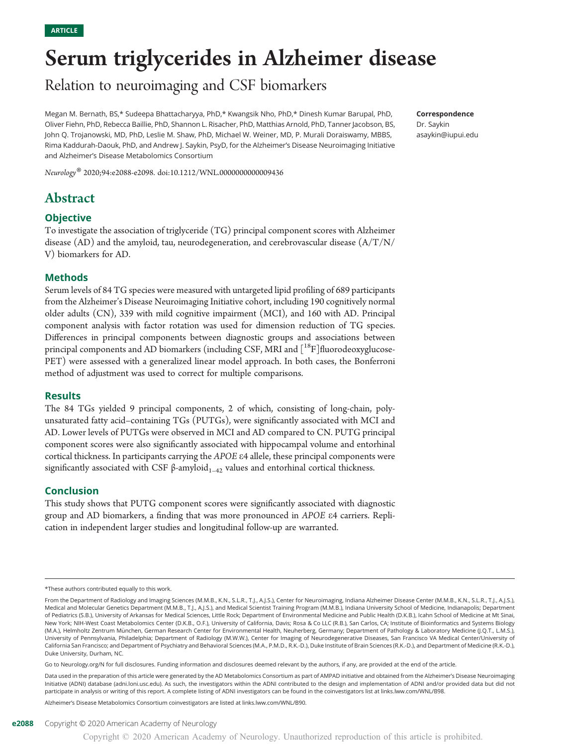ARTICLE

# Serum triglycerides in Alzheimer disease

## Relation to neuroimaging and CSF biomarkers

Megan M. Bernath, BS,* Sudeepa Bhattacharyya, PhD,* Kwangsik Nho, PhD,* Dinesh Kumar Barupal, PhD, Oliver Fiehn, PhD, Rebecca Baillie, PhD, Shannon L. Risacher, PhD, Matthias Arnold, PhD, Tanner Jacobson, BS, John Q. Trojanowski, MD, PhD, Leslie M. Shaw, PhD, Michael W. Weiner, MD, P. Murali Doraiswamy, MBBS, Rima Kaddurah-Daouk, PhD, and Andrew J. Saykin, PsyD, for the Alzheimer's Disease Neuroimaging Initiative and Alzheimer's Disease Metabolomics Consortium

**Correspondence**
Dr. Saykin
asaykin@iupui.edu

*Neurology®* 2020;94:e2088-e2098. doi:10.1212/WNL.0000000000009436

## Abstract

### Objective

To investigate the association of triglyceride (TG) principal component scores with Alzheimer disease (AD) and the amyloid, tau, neurodegeneration, and cerebrovascular disease (A/T/N/V) biomarkers for AD.

### Methods

Serum levels of 84 TG species were measured with untargeted lipid profiling of 689 participants from the Alzheimer's Disease Neuroimaging Initiative cohort, including 190 cognitively normal older adults (CN), 339 with mild cognitive impairment (MCI), and 160 with AD. Principal component analysis with factor rotation was used for dimension reduction of TG species. Differences in principal components between diagnostic groups and associations between principal components and AD biomarkers (including CSF, MRI and [$^{18}$F]fluorodeoxyglucose-PET) were assessed with a generalized linear model approach. In both cases, the Bonferroni method of adjustment was used to correct for multiple comparisons.

### Results

The 84 TGs yielded 9 principal components, 2 of which, consisting of long-chain, polyunsaturated fatty acid–containing TGs (PUTGs), were significantly associated with MCI and AD. Lower levels of PUTGs were observed in MCI and AD compared to CN. PUTG principal component scores were also significantly associated with hippocampal volume and entorhinal cortical thickness. In participants carrying the *APOE* ε4 allele, these principal components were significantly associated with CSF β-amyloid$_{1-42}$ values and entorhinal cortical thickness.

### Conclusion

This study shows that PUTG component scores were significantly associated with diagnostic group and AD biomarkers, a finding that was more pronounced in *APOE* ε4 carriers. Replication in independent larger studies and longitudinal follow-up are warranted.

---

*These authors contributed equally to this work.

From the Department of Radiology and Imaging Sciences (M.M.B., K.N., S.L.R., T.J., A.J.S.), Center for Neuroimaging, Indiana Alzheimer Disease Center (M.M.B., K.N., S.L.R., T.J., A.J.S.), Medical and Molecular Genetics Department (M.M.B., T.J., A.J.S.), and Medical Scientist Training Program (M.M.B.), Indiana University School of Medicine, Indianapolis; Department of Pediatrics (S.B.), University of Arkansas for Medical Sciences, Little Rock; Department of Environmental Medicine and Public Health (D.K.B.), Icahn School of Medicine at Mt Sinai, New York; NIH-West Coast Metabolomics Center (D.K.B., O.F.), University of California, Davis; Rosa & Co LLC (R.B.), San Carlos, CA; Institute of Bioinformatics and Systems Biology (M.A.), Helmholtz Zentrum München, German Research Center for Environmental Health, Neuherberg, Germany; Department of Pathology & Laboratory Medicine (J.Q.T., L.M.S.), University of Pennsylvania, Philadelphia; Department of Radiology (M.W.W.), Center for Imaging of Neurodegenerative Diseases, San Francisco VA Medical Center/University of California San Francisco; and Department of Psychiatry and Behavioral Sciences (M.A., P.M.D., R.K.-D.), Duke Institute of Brain Sciences (R.K.-D.), and Department of Medicine (R.K.-D.), Duke University, Durham, NC.

Go to Neurology.org/N for full disclosures. Funding information and disclosures deemed relevant by the authors, if any, are provided at the end of the article.

Data used in the preparation of this article were generated by the AD Metabolomics Consortium as part of AMPAD initiative and obtained from the Alzheimer's Disease Neuroimaging Initiative (ADNI) database (adni.loni.usc.edu). As such, the investigators within the ADNI contributed to the design and implementation of ADNI and/or provided data but did not participate in analysis or writing of this report. A complete listing of ADNI investigators can be found in the coinvestigators list at links.lww.com/WNL/B98.

Alzheimer's Disease Metabolomics Consortium coinvestigators are listed at links.lww.com/WNL/B90.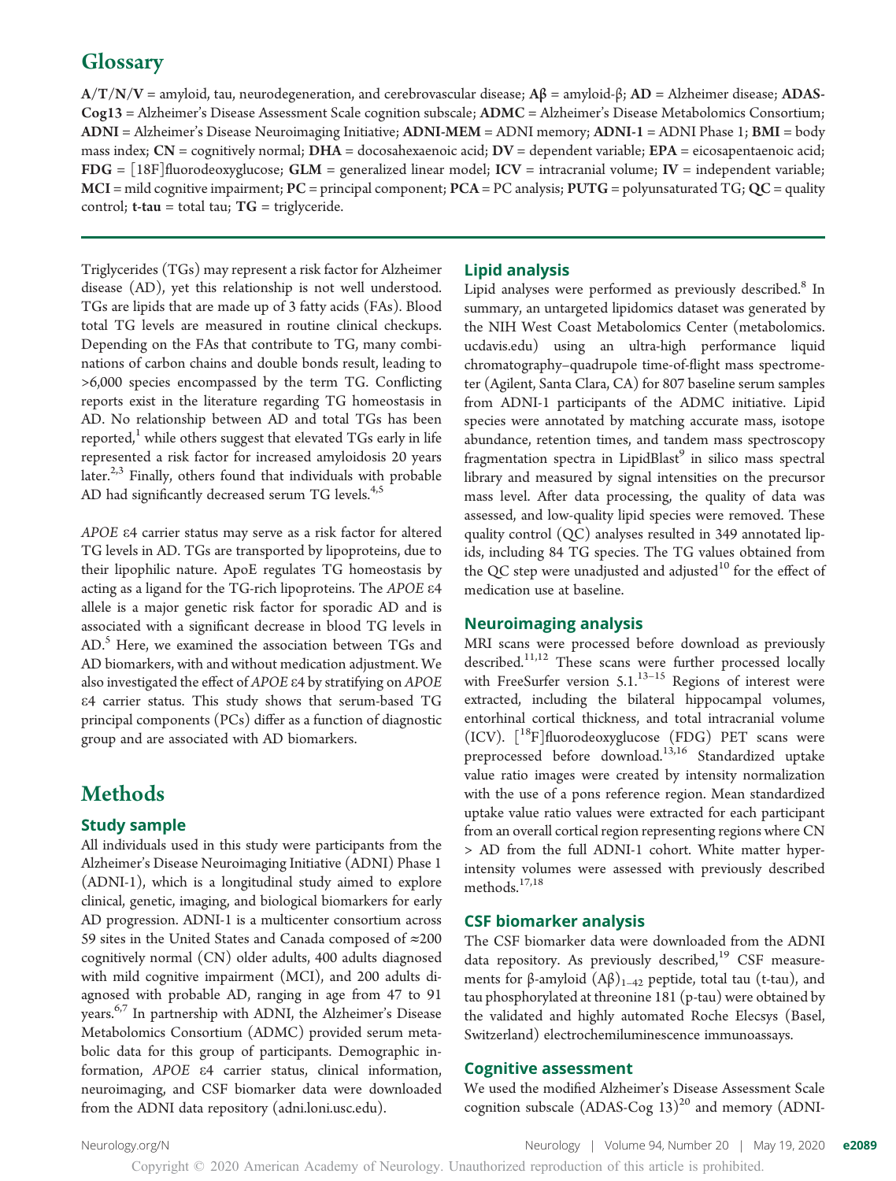## Glossary

**A/T/N/V** = amyloid, tau, neurodegeneration, and cerebrovascular disease; **Aβ** = amyloid-β; **AD** = Alzheimer disease; **ADAS-Cog13** = Alzheimer's Disease Assessment Scale cognition subscale; **ADMC** = Alzheimer's Disease Metabolomics Consortium; **ADNI** = Alzheimer's Disease Neuroimaging Initiative; **ADNI-MEM** = ADNI memory; **ADNI-1** = ADNI Phase 1; **BMI** = body mass index; **CN** = cognitively normal; **DHA** = docosahexaenoic acid; **DV** = dependent variable; **EPA** = eicosapentaenoic acid; **FDG** = [18F]fluorodeoxyglucose; **GLM** = generalized linear model; **ICV** = intracranial volume; **IV** = independent variable; **MCI** = mild cognitive impairment; **PC** = principal component; **PCA** = PC analysis; **PUTG** = polyunsaturated TG; **QC** = quality control; **t-tau** = total tau; **TG** = triglyceride.

Triglycerides (TGs) may represent a risk factor for Alzheimer disease (AD), yet this relationship is not well understood. TGs are lipids that are made up of 3 fatty acids (FAs). Blood total TG levels are measured in routine clinical checkups. Depending on the FAs that contribute to TG, many combinations of carbon chains and double bonds result, leading to >6,000 species encompassed by the term TG. Conflicting reports exist in the literature regarding TG homeostasis in AD. No relationship between AD and total TGs has been reported,[1] while others suggest that elevated TGs early in life represented a risk factor for increased amyloidosis 20 years later.[2,3] Finally, others found that individuals with probable AD had significantly decreased serum TG levels.[4,5]

*APOE* ε4 carrier status may serve as a risk factor for altered TG levels in AD. TGs are transported by lipoproteins, due to their lipophilic nature. ApoE regulates TG homeostasis by acting as a ligand for the TG-rich lipoproteins. The *APOE* ε4 allele is a major genetic risk factor for sporadic AD and is associated with a significant decrease in blood TG levels in AD.[5] Here, we examined the association between TGs and AD biomarkers, with and without medication adjustment. We also investigated the effect of *APOE* ε4 by stratifying on *APOE* ε4 carrier status. This study shows that serum-based TG principal components (PCs) differ as a function of diagnostic group and are associated with AD biomarkers.

# Methods

### Study sample

All individuals used in this study were participants from the Alzheimer's Disease Neuroimaging Initiative (ADNI) Phase 1 (ADNI-1), which is a longitudinal study aimed to explore clinical, genetic, imaging, and biological biomarkers for early AD progression. ADNI-1 is a multicenter consortium across 59 sites in the United States and Canada composed of ≈200 cognitively normal (CN) older adults, 400 adults diagnosed with mild cognitive impairment (MCI), and 200 adults diagnosed with probable AD, ranging in age from 47 to 91 years.[6,7] In partnership with ADNI, the Alzheimer's Disease Metabolomics Consortium (ADMC) provided serum metabolic data for this group of participants. Demographic information, *APOE* ε4 carrier status, clinical information, neuroimaging, and CSF biomarker data were downloaded from the ADNI data repository (adni.loni.usc.edu).

### Lipid analysis

Lipid analyses were performed as previously described.[8] In summary, an untargeted lipidomics dataset was generated by the NIH West Coast Metabolomics Center (metabolomics.ucdavis.edu) using an ultra-high performance liquid chromatography–quadrupole time-of-flight mass spectrometer (Agilent, Santa Clara, CA) for 807 baseline serum samples from ADNI-1 participants of the ADMC initiative. Lipid species were annotated by matching accurate mass, isotope abundance, retention times, and tandem mass spectroscopy fragmentation spectra in LipidBlast[9] in silico mass spectral library and measured by signal intensities on the precursor mass level. After data processing, the quality of data was assessed, and low-quality lipid species were removed. These quality control (QC) analyses resulted in 349 annotated lipids, including 84 TG species. The TG values obtained from the QC step were unadjusted and adjusted[10] for the effect of medication use at baseline.

### Neuroimaging analysis

MRI scans were processed before download as previously described.[11,12] These scans were further processed locally with FreeSurfer version 5.1.[13–15] Regions of interest were extracted, including the bilateral hippocampal volumes, entorhinal cortical thickness, and total intracranial volume (ICV). [$^{18}$F]fluorodeoxyglucose (FDG) PET scans were preprocessed before download.[13,16] Standardized uptake value ratio images were created by intensity normalization with the use of a pons reference region. Mean standardized uptake value ratio values were extracted for each participant from an overall cortical region representing regions where CN > AD from the full ADNI-1 cohort. White matter hyperintensity volumes were assessed with previously described methods.[17,18]

### CSF biomarker analysis

The CSF biomarker data were downloaded from the ADNI data repository. As previously described,[19] CSF measurements for β-amyloid $(Aβ)_{1–42}$ peptide, total tau (t-tau), and tau phosphorylated at threonine 181 (p-tau) were obtained by the validated and highly automated Roche Elecsys (Basel, Switzerland) electrochemiluminescence immunoassays.

### Cognitive assessment

We used the modified Alzheimer's Disease Assessment Scale cognition subscale (ADAS-Cog 13)[20] and memory (ADNI-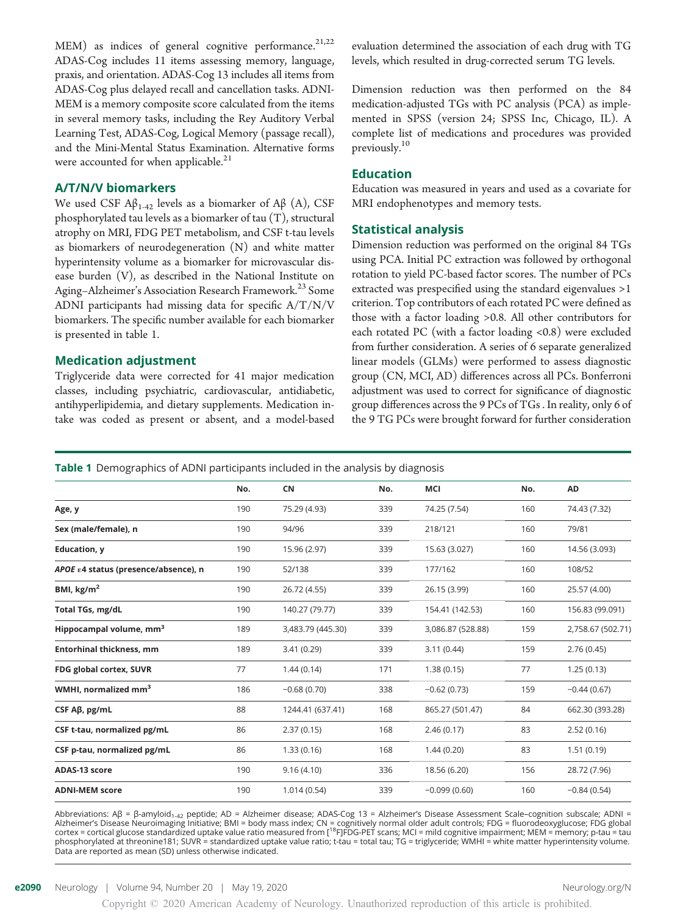MEM) as indices of general cognitive performance.[21,22] ADAS-Cog includes 11 items assessing memory, language, praxis, and orientation. ADAS-Cog 13 includes all items from ADAS-Cog plus delayed recall and cancellation tasks. ADNI-MEM is a memory composite score calculated from the items in several memory tasks, including the Rey Auditory Verbal Learning Test, ADAS-Cog, Logical Memory (passage recall), and the Mini-Mental Status Examination. Alternative forms were accounted for when applicable.[21]

## A/T/N/V biomarkers

We used CSF $A\beta_{1\text{-}42}$ levels as a biomarker of Aβ (A), CSF phosphorylated tau levels as a biomarker of tau (T), structural atrophy on MRI, FDG PET metabolism, and CSF t-tau levels as biomarkers of neurodegeneration (N) and white matter hyperintensity volume as a biomarker for microvascular disease burden (V), as described in the National Institute on Aging–Alzheimer's Association Research Framework.[23] Some ADNI participants had missing data for specific A/T/N/V biomarkers. The specific number available for each biomarker is presented in table 1.

## Medication adjustment

Triglyceride data were corrected for 41 major medication classes, including psychiatric, cardiovascular, antidiabetic, antihyperlipidemia, and dietary supplements. Medication intake was coded as present or absent, and a model-based evaluation determined the association of each drug with TG levels, which resulted in drug-corrected serum TG levels.

Dimension reduction was then performed on the 84 medication-adjusted TGs with PC analysis (PCA) as implemented in SPSS (version 24; SPSS Inc, Chicago, IL). A complete list of medications and procedures was provided previously.[10]

## Education

Education was measured in years and used as a covariate for MRI endophenotypes and memory tests.

## Statistical analysis

Dimension reduction was performed on the original 84 TGs using PCA. Initial PC extraction was followed by orthogonal rotation to yield PC-based factor scores. The number of PCs extracted was prespecified using the standard eigenvalues >1 criterion. Top contributors of each rotated PC were defined as those with a factor loading >0.8. All other contributors for each rotated PC (with a factor loading <0.8) were excluded from further consideration. A series of 6 separate generalized linear models (GLMs) were performed to assess diagnostic group (CN, MCI, AD) differences across all PCs. Bonferroni adjustment was used to correct for significance of diagnostic group differences across the 9 PCs of TGs . In reality, only 6 of the 9 TG PCs were brought forward for further consideration

**Table 1** Demographics of ADNI participants included in the analysis by diagnosis

| | No. | CN | No. | MCI | No. | AD |
|---|---|---|---|---|---|---|
| **Age, y** | 190 | 75.29 (4.93) | 339 | 74.25 (7.54) | 160 | 74.43 (7.32) |
| **Sex (male/female), n** | 190 | 94/96 | 339 | 218/121 | 160 | 79/81 |
| **Education, y** | 190 | 15.96 (2.97) | 339 | 15.63 (3.027) | 160 | 14.56 (3.093) |
| ***APOE* ε4 status (presence/absence), n** | 190 | 52/138 | 339 | 177/162 | 160 | 108/52 |
| **BMI, kg/m²** | 190 | 26.72 (4.55) | 339 | 26.15 (3.99) | 160 | 25.57 (4.00) |
| **Total TGs, mg/dL** | 190 | 140.27 (79.77) | 339 | 154.41 (142.53) | 160 | 156.83 (99.091) |
| **Hippocampal volume, mm³** | 189 | 3,483.79 (445.30) | 339 | 3,086.87 (528.88) | 159 | 2,758.67 (502.71) |
| **Entorhinal thickness, mm** | 189 | 3.41 (0.29) | 339 | 3.11 (0.44) | 159 | 2.76 (0.45) |
| **FDG global cortex, SUVR** | 77 | 1.44 (0.14) | 171 | 1.38 (0.15) | 77 | 1.25 (0.13) |
| **WMHI, normalized mm³** | 186 | −0.68 (0.70) | 338 | −0.62 (0.73) | 159 | −0.44 (0.67) |
| **CSF Aβ, pg/mL** | 88 | 1244.41 (637.41) | 168 | 865.27 (501.47) | 84 | 662.30 (393.28) |
| **CSF t-tau, normalized pg/mL** | 86 | 2.37 (0.15) | 168 | 2.46 (0.17) | 83 | 2.52 (0.16) |
| **CSF p-tau, normalized pg/mL** | 86 | 1.33 (0.16) | 168 | 1.44 (0.20) | 83 | 1.51 (0.19) |
| **ADAS-13 score** | 190 | 9.16 (4.10) | 336 | 18.56 (6.20) | 156 | 28.72 (7.96) |
| **ADNI-MEM score** | 190 | 1.014 (0.54) | 339 | −0.099 (0.60) | 160 | −0.84 (0.54) |

Abbreviations: Aβ = β-amyloid$_{1\text{-}42}$ peptide; AD = Alzheimer disease; ADAS-Cog 13 = Alzheimer's Disease Assessment Scale–cognition subscale; ADNI = Alzheimer's Disease Neuroimaging Initiative; BMI = body mass index; CN = cognitively normal older adult controls; FDG = fluorodeoxyglucose; FDG global cortex = cortical glucose standardized uptake value ratio measured from [$^{18}$F]FDG-PET scans; MCI = mild cognitive impairment; MEM = memory; p-tau = tau phosphorylated at threonine181; SUVR = standardized uptake value ratio; t-tau = total tau; TG = triglyceride; WMHI = white matter hyperintensity volume. Data are reported as mean (SD) unless otherwise indicated.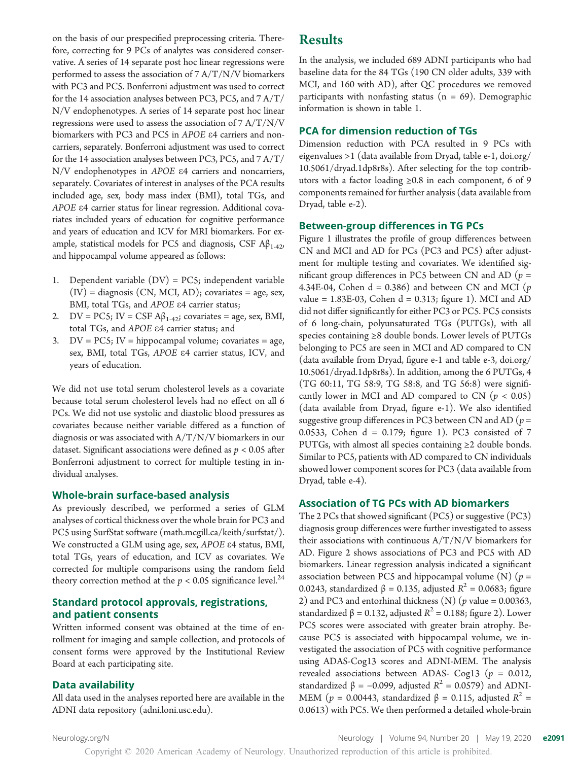on the basis of our prespecified preprocessing criteria. Therefore, correcting for 9 PCs of analytes was considered conservative. A series of 14 separate post hoc linear regressions were performed to assess the association of 7 A/T/N/V biomarkers with PC3 and PC5. Bonferroni adjustment was used to correct for the 14 association analyses between PC3, PC5, and 7 A/T/N/V endophenotypes. A series of 14 separate post hoc linear regressions were used to assess the association of 7 A/T/N/V biomarkers with PC3 and PC5 in *APOE* ε4 carriers and noncarriers, separately. Bonferroni adjustment was used to correct for the 14 association analyses between PC3, PC5, and 7 A/T/N/V endophenotypes in *APOE* ε4 carriers and noncarriers, separately. Covariates of interest in analyses of the PCA results included age, sex, body mass index (BMI), total TGs, and *APOE* ε4 carrier status for linear regression. Additional covariates included years of education for cognitive performance and years of education and ICV for MRI biomarkers. For example, statistical models for PC5 and diagnosis, CSF $A\beta_{1\text{-}42}$, and hippocampal volume appeared as follows:

1. Dependent variable (DV) = PC5; independent variable (IV) = diagnosis (CN, MCI, AD); covariates = age, sex, BMI, total TGs, and *APOE* ε4 carrier status;
2. DV = PC5; IV = CSF $A\beta_{1\text{-}42}$; covariates = age, sex, BMI, total TGs, and *APOE* ε4 carrier status; and
3. DV = PC5; IV = hippocampal volume; covariates = age, sex, BMI, total TGs, *APOE* ε4 carrier status, ICV, and years of education.

We did not use total serum cholesterol levels as a covariate because total serum cholesterol levels had no effect on all 6 PCs. We did not use systolic and diastolic blood pressures as covariates because neither variable differed as a function of diagnosis or was associated with A/T/N/V biomarkers in our dataset. Significant associations were defined as $p < 0.05$ after Bonferroni adjustment to correct for multiple testing in individual analyses.

### Whole-brain surface-based analysis

As previously described, we performed a series of GLM analyses of cortical thickness over the whole brain for PC3 and PC5 using SurfStat software (math.mcgill.ca/keith/surfstat/). We constructed a GLM using age, sex, *APOE* ε4 status, BMI, total TGs, years of education, and ICV as covariates. We corrected for multiple comparisons using the random field theory correction method at the $p < 0.05$ significance level.[24]

### Standard protocol approvals, registrations, and patient consents

Written informed consent was obtained at the time of enrollment for imaging and sample collection, and protocols of consent forms were approved by the Institutional Review Board at each participating site.

### Data availability

All data used in the analyses reported here are available in the ADNI data repository (adni.loni.usc.edu).

## Results

In the analysis, we included 689 ADNI participants who had baseline data for the 84 TGs (190 CN older adults, 339 with MCI, and 160 with AD), after QC procedures we removed participants with nonfasting status (n = 69). Demographic information is shown in table 1.

### PCA for dimension reduction of TGs

Dimension reduction with PCA resulted in 9 PCs with eigenvalues >1 (data available from Dryad, table e-1, doi.org/10.5061/dryad.1dp8r8s). After selecting for the top contributors with a factor loading ≥0.8 in each component, 6 of 9 components remained for further analysis (data available from Dryad, table e-2).

### Between-group differences in TG PCs

Figure 1 illustrates the profile of group differences between CN and MCI and AD for PCs (PC3 and PC5) after adjustment for multiple testing and covariates. We identified significant group differences in PC5 between CN and AD ($p$ = 4.34E-04, Cohen d = 0.386) and between CN and MCI ($p$ value = 1.83E-03, Cohen d = 0.313; figure 1). MCI and AD did not differ significantly for either PC3 or PC5. PC5 consists of 6 long-chain, polyunsaturated TGs (PUTGs), with all species containing ≥8 double bonds. Lower levels of PUTGs belonging to PC5 are seen in MCI and AD compared to CN (data available from Dryad, figure e-1 and table e-3, doi.org/10.5061/dryad.1dp8r8s). In addition, among the 6 PUTGs, 4 (TG 60:11, TG 58:9, TG 58:8, and TG 56:8) were significantly lower in MCI and AD compared to CN ($p < 0.05$) (data available from Dryad, figure e-1). We also identified suggestive group differences in PC3 between CN and AD ($p$ = 0.0533, Cohen d = 0.179; figure 1). PC3 consisted of 7 PUTGs, with almost all species containing ≥2 double bonds. Similar to PC5, patients with AD compared to CN individuals showed lower component scores for PC3 (data available from Dryad, table e-4).

### Association of TG PCs with AD biomarkers

The 2 PCs that showed significant (PC5) or suggestive (PC3) diagnosis group differences were further investigated to assess their associations with continuous A/T/N/V biomarkers for AD. Figure 2 shows associations of PC3 and PC5 with AD biomarkers. Linear regression analysis indicated a significant association between PC5 and hippocampal volume (N) ($p$ = 0.0243, standardized β = 0.135, adjusted $R^2$ = 0.0683; figure 2) and PC3 and entorhinal thickness (N) ($p$ value = 0.00363, standardized β = 0.132, adjusted $R^2$ = 0.188; figure 2). Lower PC5 scores were associated with greater brain atrophy. Because PC5 is associated with hippocampal volume, we investigated the association of PC5 with cognitive performance using ADAS-Cog13 scores and ADNI-MEM. The analysis revealed associations between ADAS- Cog13 ($p$ = 0.012, standardized β = −0.099, adjusted $R^2$ = 0.0579) and ADNI-MEM ($p$ = 0.00443, standardized β = 0.115, adjusted $R^2$ = 0.0613) with PC5. We then performed a detailed whole-brain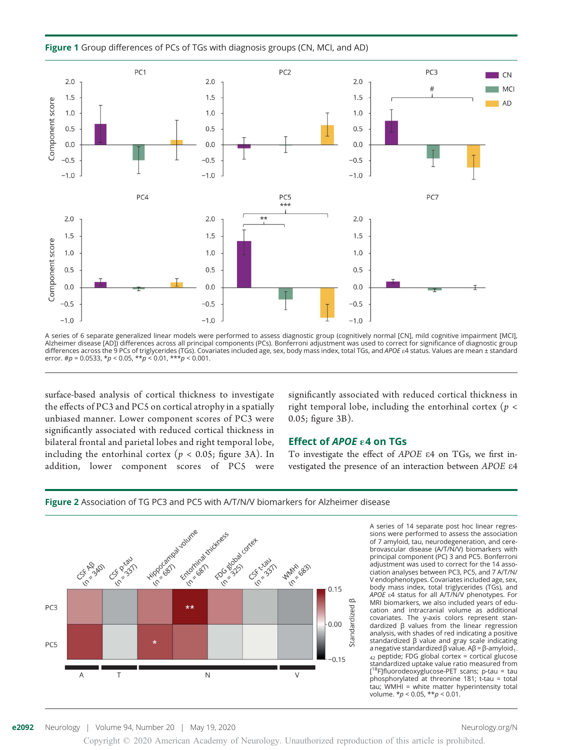**Figure 1** Group differences of PCs of TGs with diagnosis groups (CN, MCI, and AD)

A series of 6 separate generalized linear models were performed to assess diagnostic group (cognitively normal [CN], mild cognitive impairment [MCI], Alzheimer disease [AD]) differences across all principal components (PCs). Bonferroni adjustment was used to correct for significance of diagnostic group differences across the 9 PCs of triglycerides (TGs). Covariates included age, sex, body mass index, total TGs, and *APOE* ε4 status. Values are mean ± standard error. #$p = 0.0533$, \*$p < 0.05$, \*\*$p < 0.01$, \*\*\*$p < 0.001$.

surface-based analysis of cortical thickness to investigate the effects of PC3 and PC5 on cortical atrophy in a spatially unbiased manner. Lower component scores of PC3 were significantly associated with reduced cortical thickness in bilateral frontal and parietal lobes and right temporal lobe, including the entorhinal cortex ($p < 0.05$; figure 3A). In addition, lower component scores of PC5 were significantly associated with reduced cortical thickness in right temporal lobe, including the entorhinal cortex ($p < 0.05$; figure 3B).

## Effect of *APOE* ε4 on TGs

To investigate the effect of *APOE* ε4 on TGs, we first investigated the presence of an interaction between *APOE* ε4

**Figure 2** Association of TG PC3 and PC5 with A/T/N/V biomarkers for Alzheimer disease

A series of 14 separate post hoc linear regressions were performed to assess the association of 7 amyloid, tau, neurodegeneration, and cerebrovascular disease (A/T/N/V) biomarkers with principal component (PC) 3 and PC5. Bonferroni adjustment was used to correct for the 14 association analyses between PC3, PC5, and 7 A/T/N/V endophenotypes. Covariates included age, sex, body mass index, total triglycerides (TGs), and *APOE* ε4 status for all A/T/N/V phenotypes. For MRI biomarkers, we also included years of education and intracranial volume as additional covariates. The y-axis colors represent standardized β values from the linear regression analysis, with shades of red indicating a positive standardized β value and gray scale indicating a negative standardized β value. Aβ = β-amyloid$_{1-42}$ peptide; FDG global cortex = cortical glucose standardized uptake value ratio measured from [$^{18}$F]fluorodeoxyglucose-PET scans; p-tau = tau phosphorylated at threonine 181; t-tau = total tau; WMHI = white matter hyperintensity total volume. \*$p < 0.05$, \*\*$p < 0.01$.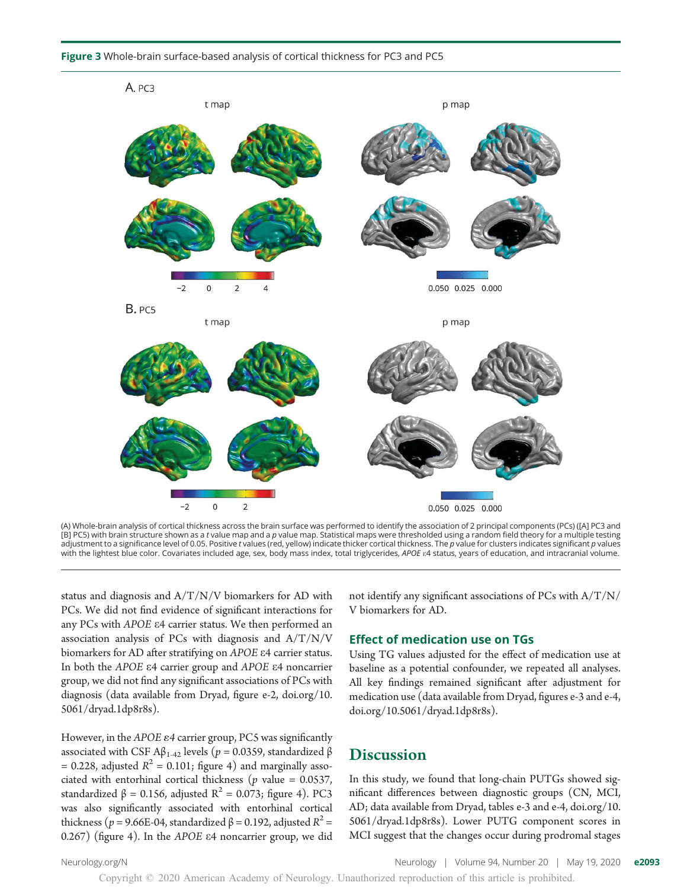**Figure 3** Whole-brain surface-based analysis of cortical thickness for PC3 and PC5

(A) Whole-brain analysis of cortical thickness across the brain surface was performed to identify the association of 2 principal components (PCs) ([A] PC3 and [B] PC5) with brain structure shown as a *t* value map and a *p* value map. Statistical maps were thresholded using a random field theory for a multiple testing adjustment to a significance level of 0.05. Positive *t* values (red, yellow) indicate thicker cortical thickness. The *p* value for clusters indicates significant *p* values with the lightest blue color. Covariates included age, sex, body mass index, total triglycerides, *APOE* ε4 status, years of education, and intracranial volume.

status and diagnosis and A/T/N/V biomarkers for AD with PCs. We did not find evidence of significant interactions for any PCs with *APOE* ε4 carrier status. We then performed an association analysis of PCs with diagnosis and A/T/N/V biomarkers for AD after stratifying on *APOE* ε4 carrier status. In both the *APOE* ε4 carrier group and *APOE* ε4 noncarrier group, we did not find any significant associations of PCs with diagnosis (data available from Dryad, figure e-2, doi.org/10.5061/dryad.1dp8r8s).

However, in the *APOE ε4* carrier group, PC5 was significantly associated with CSF $A\beta_{1\text{-}42}$ levels ($p = 0.0359$, standardized $\beta = 0.228$, adjusted $R^2 = 0.101$; figure 4) and marginally associated with entorhinal cortical thickness ($p$ value $= 0.0537$, standardized $\beta = 0.156$, adjusted $R^2 = 0.073$; figure 4). PC3 was also significantly associated with entorhinal cortical thickness ($p = 9.66\text{E-}04$, standardized $\beta = 0.192$, adjusted $R^2 = 0.267$) (figure 4). In the *APOE* ε4 noncarrier group, we did not identify any significant associations of PCs with A/T/N/V biomarkers for AD.

### Effect of medication use on TGs

Using TG values adjusted for the effect of medication use at baseline as a potential confounder, we repeated all analyses. All key findings remained significant after adjustment for medication use (data available from Dryad, figures e-3 and e-4, doi.org/10.5061/dryad.1dp8r8s).

## Discussion

In this study, we found that long-chain PUTGs showed significant differences between diagnostic groups (CN, MCI, AD; data available from Dryad, tables e-3 and e-4, doi.org/10.5061/dryad.1dp8r8s). Lower PUTG component scores in MCI suggest that the changes occur during prodromal stages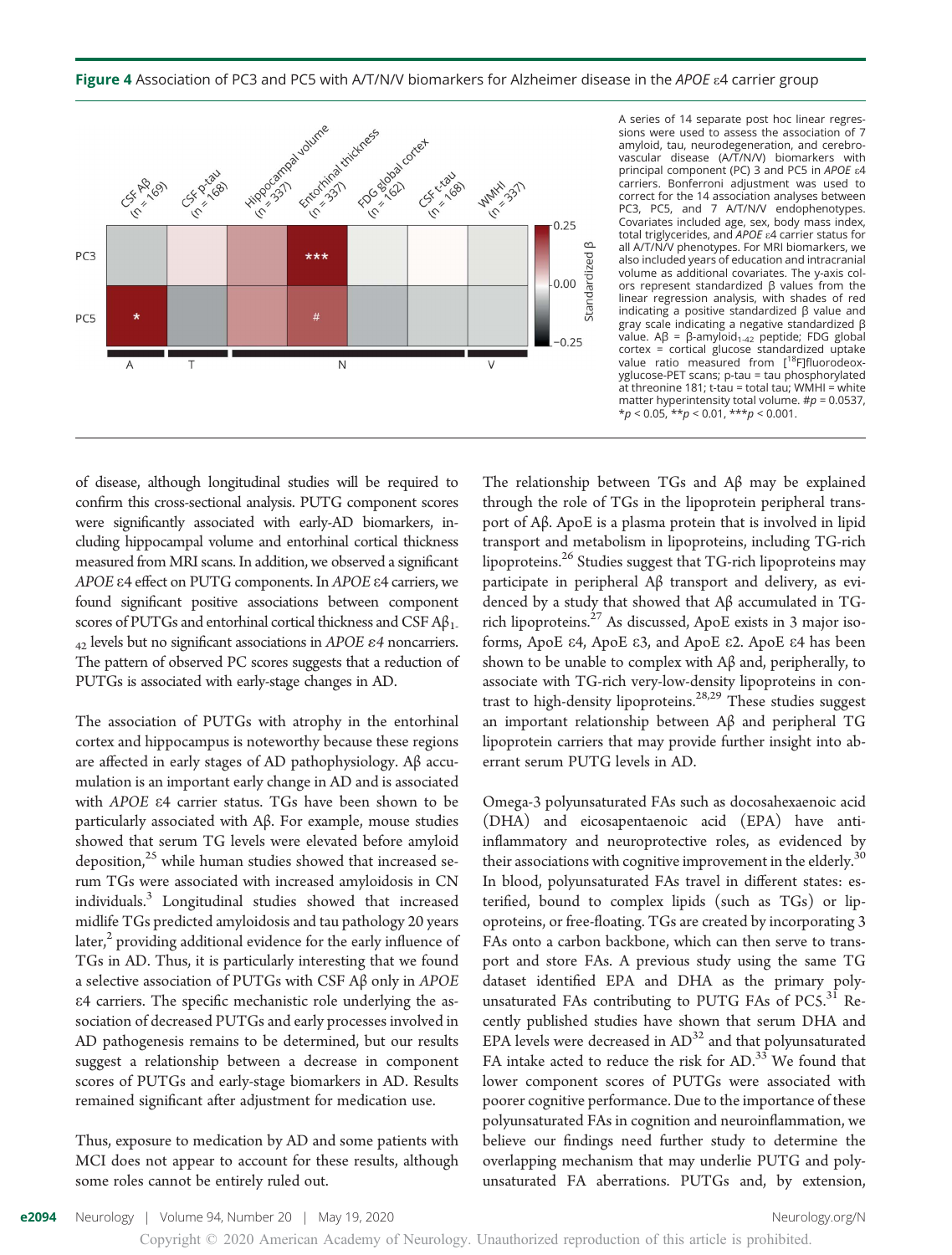**Figure 4** Association of PC3 and PC5 with A/T/N/V biomarkers for Alzheimer disease in the *APOE* ε4 carrier group

A series of 14 separate post hoc linear regressions were used to assess the association of 7 amyloid, tau, neurodegeneration, and cerebrovascular disease (A/T/N/V) biomarkers with principal component (PC) 3 and PC5 in *APOE* ε4 carriers. Bonferroni adjustment was used to correct for the 14 association analyses between PC3, PC5, and 7 A/T/N/V endophenotypes. Covariates included age, sex, body mass index, total triglycerides, and *APOE* ε4 carrier status for all A/T/N/V phenotypes. For MRI biomarkers, we also included years of education and intracranial volume as additional covariates. The y-axis colors represent standardized β values from the linear regression analysis, with shades of red indicating a positive standardized β value and gray scale indicating a negative standardized β value. Aβ = β-amyloid$_{1-42}$ peptide; FDG global cortex = cortical glucose standardized uptake value ratio measured from [$^{18}$F]fluorodeoxyglucose-PET scans; p-tau = tau phosphorylated at threonine 181; t-tau = total tau; WMHI = white matter hyperintensity total volume. #$p$ = 0.0537, *$p$ < 0.05, **$p$ < 0.01, ***$p$ < 0.001.

of disease, although longitudinal studies will be required to confirm this cross-sectional analysis. PUTG component scores were significantly associated with early-AD biomarkers, including hippocampal volume and entorhinal cortical thickness measured from MRI scans. In addition, we observed a significant *APOE* ε4 effect on PUTG components. In *APOE* ε4 carriers, we found significant positive associations between component scores of PUTGs and entorhinal cortical thickness and CSF Aβ$_{1-42}$ levels but no significant associations in *APOE ε4* noncarriers. The pattern of observed PC scores suggests that a reduction of PUTGs is associated with early-stage changes in AD.

The association of PUTGs with atrophy in the entorhinal cortex and hippocampus is noteworthy because these regions are affected in early stages of AD pathophysiology. Aβ accumulation is an important early change in AD and is associated with *APOE* ε4 carrier status. TGs have been shown to be particularly associated with Aβ. For example, mouse studies showed that serum TG levels were elevated before amyloid deposition,[25] while human studies showed that increased serum TGs were associated with increased amyloidosis in CN individuals.[3] Longitudinal studies showed that increased midlife TGs predicted amyloidosis and tau pathology 20 years later,[2] providing additional evidence for the early influence of TGs in AD. Thus, it is particularly interesting that we found a selective association of PUTGs with CSF Aβ only in *APOE* ε4 carriers. The specific mechanistic role underlying the association of decreased PUTGs and early processes involved in AD pathogenesis remains to be determined, but our results suggest a relationship between a decrease in component scores of PUTGs and early-stage biomarkers in AD. Results remained significant after adjustment for medication use.

Thus, exposure to medication by AD and some patients with MCI does not appear to account for these results, although some roles cannot be entirely ruled out.

The relationship between TGs and Aβ may be explained through the role of TGs in the lipoprotein peripheral transport of Aβ. ApoE is a plasma protein that is involved in lipid transport and metabolism in lipoproteins, including TG-rich lipoproteins.[26] Studies suggest that TG-rich lipoproteins may participate in peripheral Aβ transport and delivery, as evidenced by a study that showed that Aβ accumulated in TG-rich lipoproteins.[27] As discussed, ApoE exists in 3 major isoforms, ApoE ε4, ApoE ε3, and ApoE ε2. ApoE ε4 has been shown to be unable to complex with Aβ and, peripherally, to associate with TG-rich very-low-density lipoproteins in contrast to high-density lipoproteins.[28,29] These studies suggest an important relationship between Aβ and peripheral TG lipoprotein carriers that may provide further insight into aberrant serum PUTG levels in AD.

Omega-3 polyunsaturated FAs such as docosahexaenoic acid (DHA) and eicosapentaenoic acid (EPA) have anti-inflammatory and neuroprotective roles, as evidenced by their associations with cognitive improvement in the elderly.[30] In blood, polyunsaturated FAs travel in different states: esterified, bound to complex lipids (such as TGs) or lipoproteins, or free-floating. TGs are created by incorporating 3 FAs onto a carbon backbone, which can then serve to transport and store FAs. A previous study using the same TG dataset identified EPA and DHA as the primary polyunsaturated FAs contributing to PUTG FAs of PC5.[31] Recently published studies have shown that serum DHA and EPA levels were decreased in AD[32] and that polyunsaturated FA intake acted to reduce the risk for AD.[33] We found that lower component scores of PUTGs were associated with poorer cognitive performance. Due to the importance of these polyunsaturated FAs in cognition and neuroinflammation, we believe our findings need further study to determine the overlapping mechanism that may underlie PUTG and polyunsaturated FA aberrations. PUTGs and, by extension,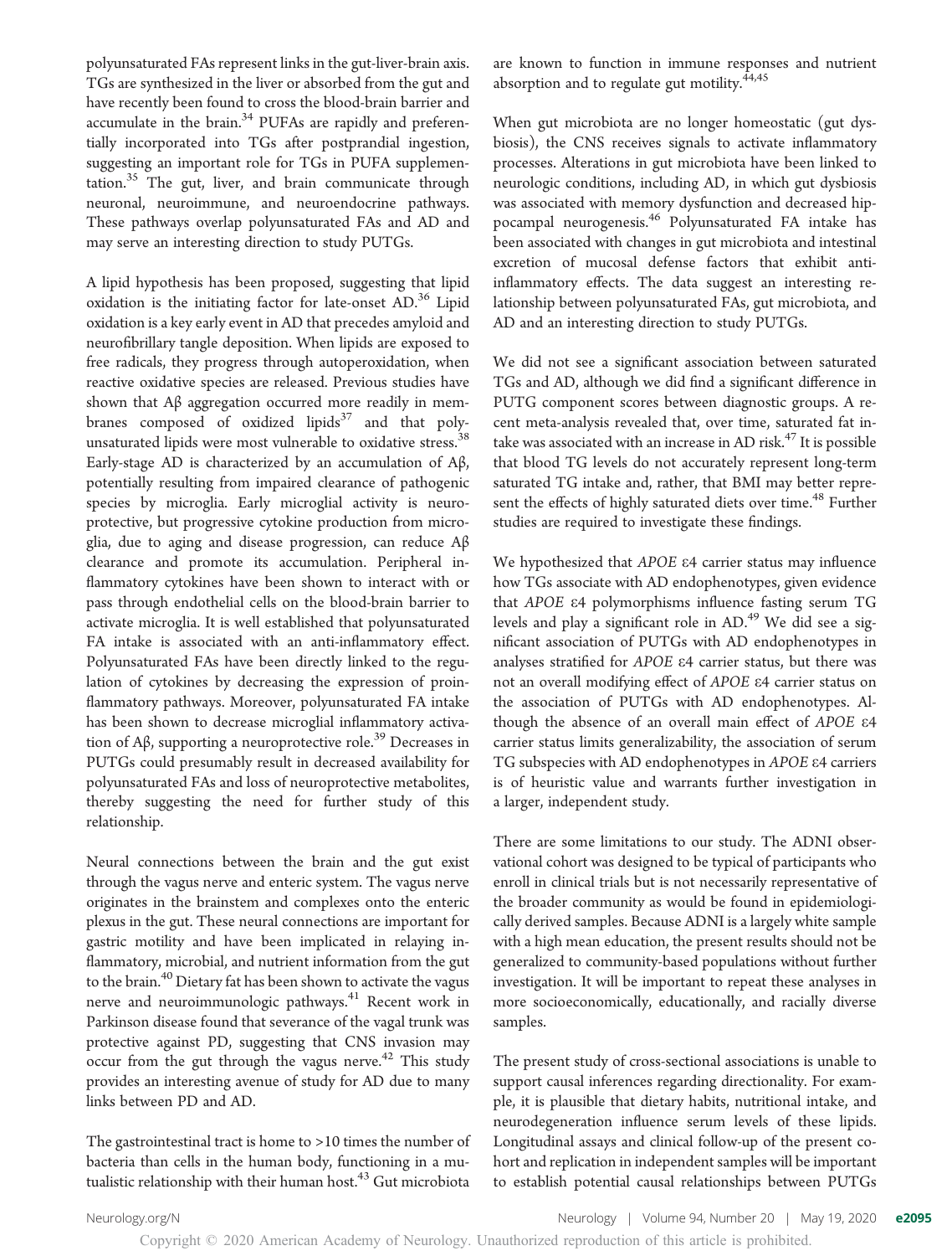polyunsaturated FAs represent links in the gut-liver-brain axis. TGs are synthesized in the liver or absorbed from the gut and have recently been found to cross the blood-brain barrier and accumulate in the brain.[34] PUFAs are rapidly and preferentially incorporated into TGs after postprandial ingestion, suggesting an important role for TGs in PUFA supplementation.[35] The gut, liver, and brain communicate through neuronal, neuroimmune, and neuroendocrine pathways. These pathways overlap polyunsaturated FAs and AD and may serve an interesting direction to study PUTGs.

A lipid hypothesis has been proposed, suggesting that lipid oxidation is the initiating factor for late-onset AD.[36] Lipid oxidation is a key early event in AD that precedes amyloid and neurofibrillary tangle deposition. When lipids are exposed to free radicals, they progress through autoperoxidation, when reactive oxidative species are released. Previous studies have shown that Aβ aggregation occurred more readily in membranes composed of oxidized lipids[37] and that polyunsaturated lipids were most vulnerable to oxidative stress.[38] Early-stage AD is characterized by an accumulation of Aβ, potentially resulting from impaired clearance of pathogenic species by microglia. Early microglial activity is neuroprotective, but progressive cytokine production from microglia, due to aging and disease progression, can reduce Aβ clearance and promote its accumulation. Peripheral inflammatory cytokines have been shown to interact with or pass through endothelial cells on the blood-brain barrier to activate microglia. It is well established that polyunsaturated FA intake is associated with an anti-inflammatory effect. Polyunsaturated FAs have been directly linked to the regulation of cytokines by decreasing the expression of proinflammatory pathways. Moreover, polyunsaturated FA intake has been shown to decrease microglial inflammatory activation of Aβ, supporting a neuroprotective role.[39] Decreases in PUTGs could presumably result in decreased availability for polyunsaturated FAs and loss of neuroprotective metabolites, thereby suggesting the need for further study of this relationship.

Neural connections between the brain and the gut exist through the vagus nerve and enteric system. The vagus nerve originates in the brainstem and complexes onto the enteric plexus in the gut. These neural connections are important for gastric motility and have been implicated in relaying inflammatory, microbial, and nutrient information from the gut to the brain.[40] Dietary fat has been shown to activate the vagus nerve and neuroimmunologic pathways.[41] Recent work in Parkinson disease found that severance of the vagal trunk was protective against PD, suggesting that CNS invasion may occur from the gut through the vagus nerve.[42] This study provides an interesting avenue of study for AD due to many links between PD and AD.

The gastrointestinal tract is home to >10 times the number of bacteria than cells in the human body, functioning in a mutualistic relationship with their human host.[43] Gut microbiota are known to function in immune responses and nutrient absorption and to regulate gut motility.[44,45]

When gut microbiota are no longer homeostatic (gut dysbiosis), the CNS receives signals to activate inflammatory processes. Alterations in gut microbiota have been linked to neurologic conditions, including AD, in which gut dysbiosis was associated with memory dysfunction and decreased hippocampal neurogenesis.[46] Polyunsaturated FA intake has been associated with changes in gut microbiota and intestinal excretion of mucosal defense factors that exhibit anti-inflammatory effects. The data suggest an interesting relationship between polyunsaturated FAs, gut microbiota, and AD and an interesting direction to study PUTGs.

We did not see a significant association between saturated TGs and AD, although we did find a significant difference in PUTG component scores between diagnostic groups. A recent meta-analysis revealed that, over time, saturated fat intake was associated with an increase in AD risk.[47] It is possible that blood TG levels do not accurately represent long-term saturated TG intake and, rather, that BMI may better represent the effects of highly saturated diets over time.[48] Further studies are required to investigate these findings.

We hypothesized that *APOE* ε4 carrier status may influence how TGs associate with AD endophenotypes, given evidence that *APOE* ε4 polymorphisms influence fasting serum TG levels and play a significant role in AD.[49] We did see a significant association of PUTGs with AD endophenotypes in analyses stratified for *APOE* ε4 carrier status, but there was not an overall modifying effect of *APOE* ε4 carrier status on the association of PUTGs with AD endophenotypes. Although the absence of an overall main effect of *APOE* ε4 carrier status limits generalizability, the association of serum TG subspecies with AD endophenotypes in *APOE* ε4 carriers is of heuristic value and warrants further investigation in a larger, independent study.

There are some limitations to our study. The ADNI observational cohort was designed to be typical of participants who enroll in clinical trials but is not necessarily representative of the broader community as would be found in epidemiologically derived samples. Because ADNI is a largely white sample with a high mean education, the present results should not be generalized to community-based populations without further investigation. It will be important to repeat these analyses in more socioeconomically, educationally, and racially diverse samples.

The present study of cross-sectional associations is unable to support causal inferences regarding directionality. For example, it is plausible that dietary habits, nutritional intake, and neurodegeneration influence serum levels of these lipids. Longitudinal assays and clinical follow-up of the present cohort and replication in independent samples will be important to establish potential causal relationships between PUTGs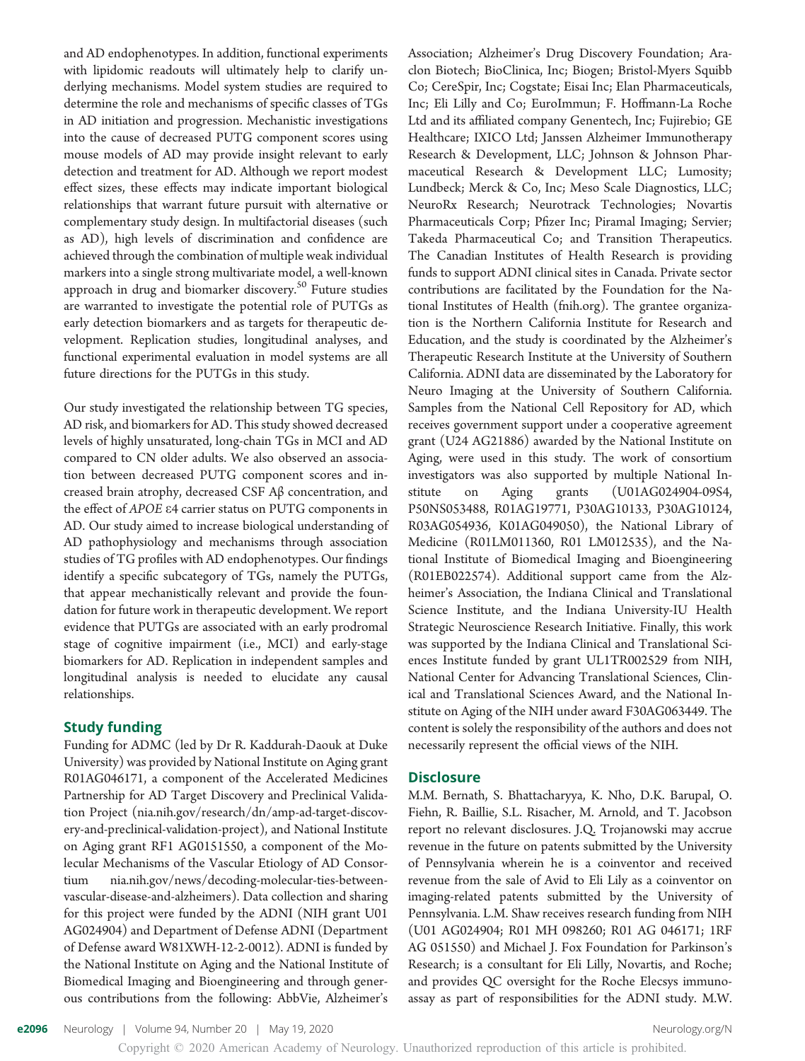and AD endophenotypes. In addition, functional experiments with lipidomic readouts will ultimately help to clarify underlying mechanisms. Model system studies are required to determine the role and mechanisms of specific classes of TGs in AD initiation and progression. Mechanistic investigations into the cause of decreased PUTG component scores using mouse models of AD may provide insight relevant to early detection and treatment for AD. Although we report modest effect sizes, these effects may indicate important biological relationships that warrant future pursuit with alternative or complementary study design. In multifactorial diseases (such as AD), high levels of discrimination and confidence are achieved through the combination of multiple weak individual markers into a single strong multivariate model, a well-known approach in drug and biomarker discovery.[50] Future studies are warranted to investigate the potential role of PUTGs as early detection biomarkers and as targets for therapeutic development. Replication studies, longitudinal analyses, and functional experimental evaluation in model systems are all future directions for the PUTGs in this study.

Our study investigated the relationship between TG species, AD risk, and biomarkers for AD. This study showed decreased levels of highly unsaturated, long-chain TGs in MCI and AD compared to CN older adults. We also observed an association between decreased PUTG component scores and increased brain atrophy, decreased CSF Aβ concentration, and the effect of *APOE* ε4 carrier status on PUTG components in AD. Our study aimed to increase biological understanding of AD pathophysiology and mechanisms through association studies of TG profiles with AD endophenotypes. Our findings identify a specific subcategory of TGs, namely the PUTGs, that appear mechanistically relevant and provide the foundation for future work in therapeutic development. We report evidence that PUTGs are associated with an early prodromal stage of cognitive impairment (i.e., MCI) and early-stage biomarkers for AD. Replication in independent samples and longitudinal analysis is needed to elucidate any causal relationships.

## Study funding

Funding for ADMC (led by Dr R. Kaddurah-Daouk at Duke University) was provided by National Institute on Aging grant R01AG046171, a component of the Accelerated Medicines Partnership for AD Target Discovery and Preclinical Validation Project (nia.nih.gov/research/dn/amp-ad-target-discovery-and-preclinical-validation-project), and National Institute on Aging grant RF1 AG0151550, a component of the Molecular Mechanisms of the Vascular Etiology of AD Consortium nia.nih.gov/news/decoding-molecular-ties-between-vascular-disease-and-alzheimers). Data collection and sharing for this project were funded by the ADNI (NIH grant U01 AG024904) and Department of Defense ADNI (Department of Defense award W81XWH-12-2-0012). ADNI is funded by the National Institute on Aging and the National Institute of Biomedical Imaging and Bioengineering and through generous contributions from the following: AbbVie, Alzheimer's Association; Alzheimer's Drug Discovery Foundation; Araclon Biotech; BioClinica, Inc; Biogen; Bristol-Myers Squibb Co; CereSpir, Inc; Cogstate; Eisai Inc; Elan Pharmaceuticals, Inc; Eli Lilly and Co; EuroImmun; F. Hoffmann-La Roche Ltd and its affiliated company Genentech, Inc; Fujirebio; GE Healthcare; IXICO Ltd; Janssen Alzheimer Immunotherapy Research & Development, LLC; Johnson & Johnson Pharmaceutical Research & Development LLC; Lumosity; Lundbeck; Merck & Co, Inc; Meso Scale Diagnostics, LLC; NeuroRx Research; Neurotrack Technologies; Novartis Pharmaceuticals Corp; Pfizer Inc; Piramal Imaging; Servier; Takeda Pharmaceutical Co; and Transition Therapeutics. The Canadian Institutes of Health Research is providing funds to support ADNI clinical sites in Canada. Private sector contributions are facilitated by the Foundation for the National Institutes of Health (fnih.org). The grantee organization is the Northern California Institute for Research and Education, and the study is coordinated by the Alzheimer's Therapeutic Research Institute at the University of Southern California. ADNI data are disseminated by the Laboratory for Neuro Imaging at the University of Southern California. Samples from the National Cell Repository for AD, which receives government support under a cooperative agreement grant (U24 AG21886) awarded by the National Institute on Aging, were used in this study. The work of consortium investigators was also supported by multiple National Institute on Aging grants (U01AG024904-09S4, P50NS053488, R01AG19771, P30AG10133, P30AG10124, R03AG054936, K01AG049050), the National Library of Medicine (R01LM011360, R01 LM012535), and the National Institute of Biomedical Imaging and Bioengineering (R01EB022574). Additional support came from the Alzheimer's Association, the Indiana Clinical and Translational Science Institute, and the Indiana University-IU Health Strategic Neuroscience Research Initiative. Finally, this work was supported by the Indiana Clinical and Translational Sciences Institute funded by grant UL1TR002529 from NIH, National Center for Advancing Translational Sciences, Clinical and Translational Sciences Award, and the National Institute on Aging of the NIH under award F30AG063449. The content is solely the responsibility of the authors and does not necessarily represent the official views of the NIH.

## Disclosure

M.M. Bernath, S. Bhattacharyya, K. Nho, D.K. Barupal, O. Fiehn, R. Baillie, S.L. Risacher, M. Arnold, and T. Jacobson report no relevant disclosures. J.Q. Trojanowski may accrue revenue in the future on patents submitted by the University of Pennsylvania wherein he is a coinventor and received revenue from the sale of Avid to Eli Lily as a coinventor on imaging-related patents submitted by the University of Pennsylvania. L.M. Shaw receives research funding from NIH (U01 AG024904; R01 MH 098260; R01 AG 046171; 1RF AG 051550) and Michael J. Fox Foundation for Parkinson's Research; is a consultant for Eli Lilly, Novartis, and Roche; and provides QC oversight for the Roche Elecsys immunoassay as part of responsibilities for the ADNI study. M.W.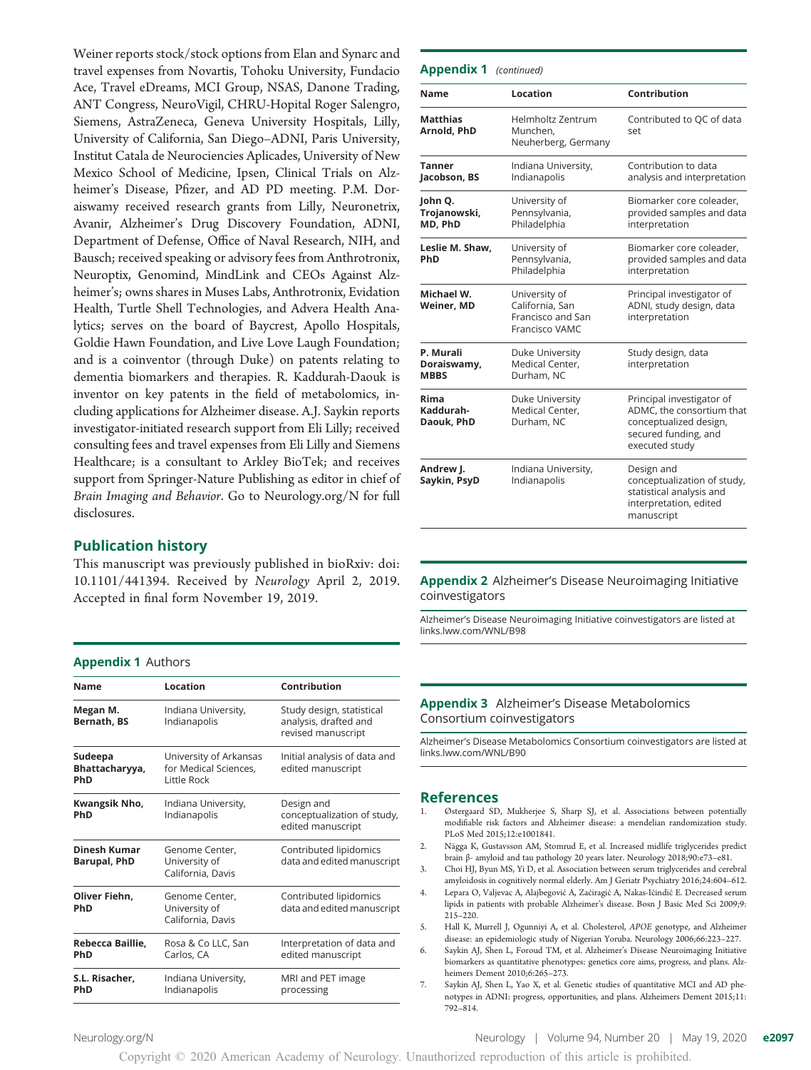Weiner reports stock/stock options from Elan and Synarc and travel expenses from Novartis, Tohoku University, Fundacio Ace, Travel eDreams, MCI Group, NSAS, Danone Trading, ANT Congress, NeuroVigil, CHRU-Hopital Roger Salengro, Siemens, AstraZeneca, Geneva University Hospitals, Lilly, University of California, San Diego–ADNI, Paris University, Institut Catala de Neurociencies Aplicades, University of New Mexico School of Medicine, Ipsen, Clinical Trials on Alzheimer's Disease, Pfizer, and AD PD meeting. P.M. Doraiswamy received research grants from Lilly, Neuronetrix, Avanir, Alzheimer's Drug Discovery Foundation, ADNI, Department of Defense, Office of Naval Research, NIH, and Bausch; received speaking or advisory fees from Anthrotronix, Neuroptix, Genomind, MindLink and CEOs Against Alzheimer's; owns shares in Muses Labs, Anthrotronix, Evidation Health, Turtle Shell Technologies, and Advera Health Analytics; serves on the board of Baycrest, Apollo Hospitals, Goldie Hawn Foundation, and Live Love Laugh Foundation; and is a coinventor (through Duke) on patents relating to dementia biomarkers and therapies. R. Kaddurah-Daouk is inventor on key patents in the field of metabolomics, including applications for Alzheimer disease. A.J. Saykin reports investigator-initiated research support from Eli Lilly; received consulting fees and travel expenses from Eli Lilly and Siemens Healthcare; is a consultant to Arkley BioTek; and receives support from Springer-Nature Publishing as editor in chief of *Brain Imaging and Behavior*. Go to Neurology.org/N for full disclosures.

## Publication history

This manuscript was previously published in bioRxiv: doi: 10.1101/441394. Received by *Neurology* April 2, 2019. Accepted in final form November 19, 2019.

### Appendix 1 Authors

| Name | Location | Contribution |
|---|---|---|
| **Megan M. Bernath, BS** | Indiana University, Indianapolis | Study design, statistical analysis, drafted and revised manuscript |
| **Sudeepa Bhattacharyya, PhD** | University of Arkansas for Medical Sciences, Little Rock | Initial analysis of data and edited manuscript |
| **Kwangsik Nho, PhD** | Indiana University, Indianapolis | Design and conceptualization of study, edited manuscript |
| **Dinesh Kumar Barupal, PhD** | Genome Center, University of California, Davis | Contributed lipidomics data and edited manuscript |
| **Oliver Fiehn, PhD** | Genome Center, University of California, Davis | Contributed lipidomics data and edited manuscript |
| **Rebecca Baillie, PhD** | Rosa & Co LLC, San Carlos, CA | Interpretation of data and edited manuscript |
| **S.L. Risacher, PhD** | Indiana University, Indianapolis | MRI and PET image processing |
| **Matthias Arnold, PhD** | Helmholtz Zentrum Munchen, Neuherberg, Germany | Contributed to QC of data set |
| **Tanner Jacobson, BS** | Indiana University, Indianapolis | Contribution to data analysis and interpretation |
| **John Q. Trojanowski, MD, PhD** | University of Pennsylvania, Philadelphia | Biomarker core coleader, provided samples and data interpretation |
| **Leslie M. Shaw, PhD** | University of Pennsylvania, Philadelphia | Biomarker core coleader, provided samples and data interpretation |
| **Michael W. Weiner, MD** | University of California, San Francisco and San Francisco VAMC | Principal investigator of ADNI, study design, data interpretation |
| **P. Murali Doraiswamy, MBBS** | Duke University Medical Center, Durham, NC | Study design, data interpretation |
| **Rima Kaddurah-Daouk, PhD** | Duke University Medical Center, Durham, NC | Principal investigator of ADMC, the consortium that conceptualized design, secured funding, and executed study |
| **Andrew J. Saykin, PsyD** | Indiana University, Indianapolis | Design and conceptualization of study, statistical analysis and interpretation, edited manuscript |

### Appendix 2 Alzheimer's Disease Neuroimaging Initiative coinvestigators

Alzheimer's Disease Neuroimaging Initiative coinvestigators are listed at links.lww.com/WNL/B98

### Appendix 3 Alzheimer's Disease Metabolomics Consortium coinvestigators

Alzheimer's Disease Metabolomics Consortium coinvestigators are listed at links.lww.com/WNL/B90

## References

1. Østergaard SD, Mukherjee S, Sharp SJ, et al. Associations between potentially modifiable risk factors and Alzheimer disease: a mendelian randomization study. PLoS Med 2015;12:e1001841.
2. Nägga K, Gustavsson AM, Stomrud E, et al. Increased midlife triglycerides predict brain β- amyloid and tau pathology 20 years later. Neurology 2018;90:e73–e81.
3. Choi HJ, Byun MS, Yi D, et al. Association between serum triglycerides and cerebral amyloidosis in cognitively normal elderly. Am J Geriatr Psychiatry 2016;24:604–612.
4. Lepara O, Valjevac A, Alajbegović A, Zaćiragić A, Nakas-Ićindić E. Decreased serum lipids in patients with probable Alzheimer's disease. Bosn J Basic Med Sci 2009;9: 215–220.
5. Hall K, Murrell J, Ogunniyi A, et al. Cholesterol, *APOE* genotype, and Alzheimer disease: an epidemiologic study of Nigerian Yoruba. Neurology 2006;66:223–227.
6. Saykin AJ, Shen L, Foroud TM, et al. Alzheimer's Disease Neuroimaging Initiative biomarkers as quantitative phenotypes: genetics core aims, progress, and plans. Alzheimers Dement 2010;6:265–273.
7. Saykin AJ, Shen L, Yao X, et al. Genetic studies of quantitative MCI and AD phenotypes in ADNI: progress, opportunities, and plans. Alzheimers Dement 2015;11: 792–814.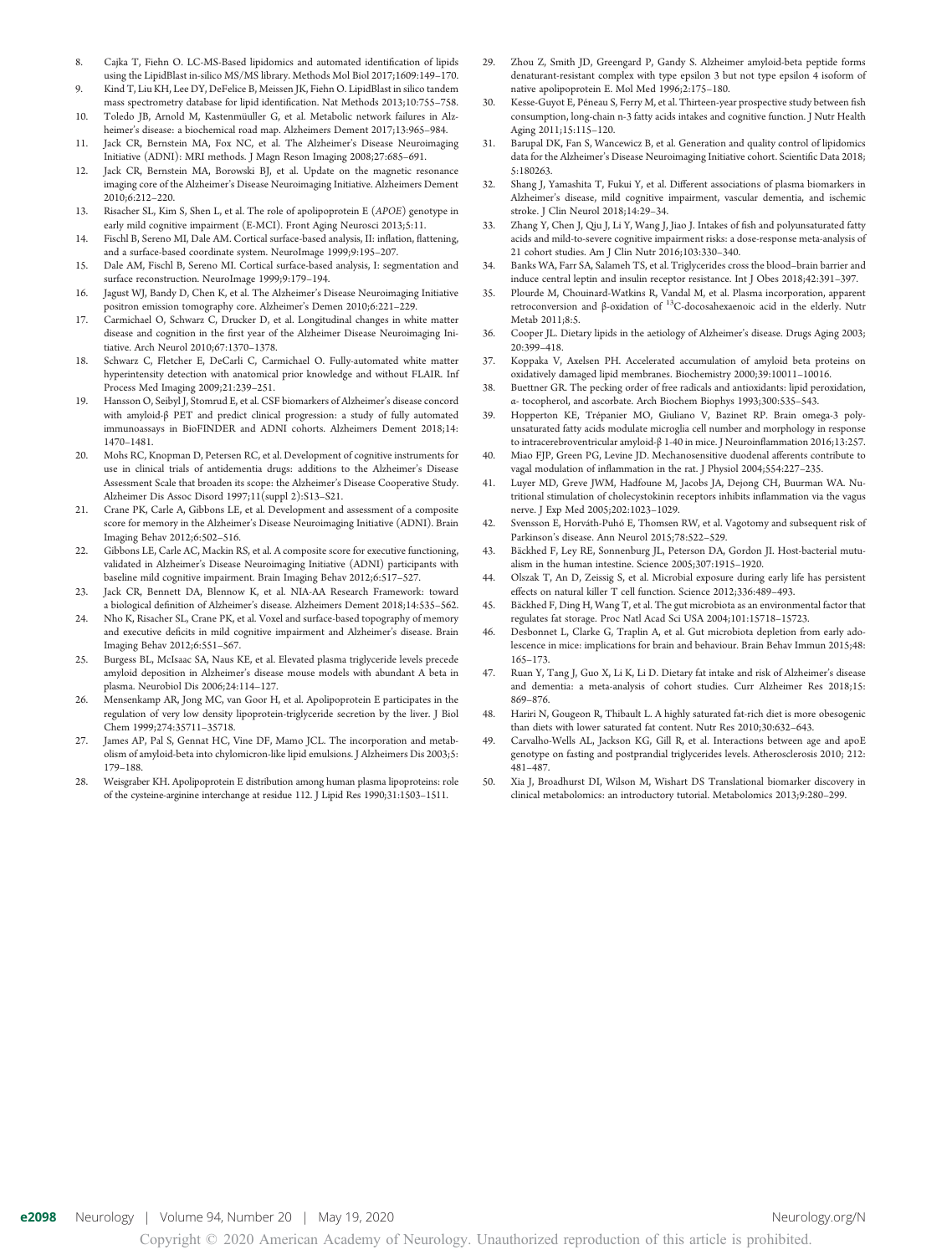8. Cajka T, Fiehn O. LC-MS-Based lipidomics and automated identification of lipids using the LipidBlast in-silico MS/MS library. Methods Mol Biol 2017;1609:149–170.
9. Kind T, Liu KH, Lee DY, DeFelice B, Meissen JK, Fiehn O. LipidBlast in silico tandem mass spectrometry database for lipid identification. Nat Methods 2013;10:755–758.
10. Toledo JB, Arnold M, Kastenmüuller G, et al. Metabolic network failures in Alzheimer's disease: a biochemical road map. Alzheimers Dement 2017;13:965–984.
11. Jack CR, Bernstein MA, Fox NC, et al. The Alzheimer's Disease Neuroimaging Initiative (ADNI): MRI methods. J Magn Reson Imaging 2008;27:685–691.
12. Jack CR, Bernstein MA, Borowski BJ, et al. Update on the magnetic resonance imaging core of the Alzheimer's Disease Neuroimaging Initiative. Alzheimers Dement 2010;6:212–220.
13. Risacher SL, Kim S, Shen L, et al. The role of apolipoprotein E (*APOE*) genotype in early mild cognitive impairment (E-MCI). Front Aging Neurosci 2013;5:11.
14. Fischl B, Sereno MI, Dale AM. Cortical surface-based analysis, II: inflation, flattening, and a surface-based coordinate system. NeuroImage 1999;9:195–207.
15. Dale AM, Fischl B, Sereno MI. Cortical surface-based analysis, I: segmentation and surface reconstruction. NeuroImage 1999;9:179–194.
16. Jagust WJ, Bandy D, Chen K, et al. The Alzheimer's Disease Neuroimaging Initiative positron emission tomography core. Alzheimer's Demen 2010;6:221–229.
17. Carmichael O, Schwarz C, Drucker D, et al. Longitudinal changes in white matter disease and cognition in the first year of the Alzheimer Disease Neuroimaging Initiative. Arch Neurol 2010;67:1370–1378.
18. Schwarz C, Fletcher E, DeCarli C, Carmichael O. Fully-automated white matter hyperintensity detection with anatomical prior knowledge and without FLAIR. Inf Process Med Imaging 2009;21:239–251.
19. Hansson O, Seibyl J, Stomrud E, et al. CSF biomarkers of Alzheimer's disease concord with amyloid-β PET and predict clinical progression: a study of fully automated immunoassays in BioFINDER and ADNI cohorts. Alzheimers Dement 2018;14: 1470–1481.
20. Mohs RC, Knopman D, Petersen RC, et al. Development of cognitive instruments for use in clinical trials of antidementia drugs: additions to the Alzheimer's Disease Assessment Scale that broaden its scope: the Alzheimer's Disease Cooperative Study. Alzheimer Dis Assoc Disord 1997;11(suppl 2):S13–S21.
21. Crane PK, Carle A, Gibbons LE, et al. Development and assessment of a composite score for memory in the Alzheimer's Disease Neuroimaging Initiative (ADNI). Brain Imaging Behav 2012;6:502–516.
22. Gibbons LE, Carle AC, Mackin RS, et al. A composite score for executive functioning, validated in Alzheimer's Disease Neuroimaging Initiative (ADNI) participants with baseline mild cognitive impairment. Brain Imaging Behav 2012;6:517–527.
23. Jack CR, Bennett DA, Blennow K, et al. NIA-AA Research Framework: toward a biological definition of Alzheimer's disease. Alzheimers Dement 2018;14:535–562.
24. Nho K, Risacher SL, Crane PK, et al. Voxel and surface-based topography of memory and executive deficits in mild cognitive impairment and Alzheimer's disease. Brain Imaging Behav 2012;6:551–567.
25. Burgess BL, McIsaac SA, Naus KE, et al. Elevated plasma triglyceride levels precede amyloid deposition in Alzheimer's disease mouse models with abundant A beta in plasma. Neurobiol Dis 2006;24:114–127.
26. Mensenkamp AR, Jong MC, van Goor H, et al. Apolipoprotein E participates in the regulation of very low density lipoprotein-triglyceride secretion by the liver. J Biol Chem 1999;274:35711–35718.
27. James AP, Pal S, Gennat HC, Vine DF, Mamo JCL. The incorporation and metabolism of amyloid-beta into chylomicron-like lipid emulsions. J Alzheimers Dis 2003;5: 179–188.
28. Weisgraber KH. Apolipoprotein E distribution among human plasma lipoproteins: role of the cysteine-arginine interchange at residue 112. J Lipid Res 1990;31:1503–1511.
29. Zhou Z, Smith JD, Greengard P, Gandy S. Alzheimer amyloid-beta peptide forms denaturant-resistant complex with type epsilon 3 but not type epsilon 4 isoform of native apolipoprotein E. Mol Med 1996;2:175–180.
30. Kesse-Guyot E, Péneau S, Ferry M, et al. Thirteen-year prospective study between fish consumption, long-chain n-3 fatty acids intakes and cognitive function. J Nutr Health Aging 2011;15:115–120.
31. Barupal DK, Fan S, Wancewicz B, et al. Generation and quality control of lipidomics data for the Alzheimer's Disease Neuroimaging Initiative cohort. Scientific Data 2018; 5:180263.
32. Shang J, Yamashita T, Fukui Y, et al. Different associations of plasma biomarkers in Alzheimer's disease, mild cognitive impairment, vascular dementia, and ischemic stroke. J Clin Neurol 2018;14:29–34.
33. Zhang Y, Chen J, Qiu J, Li Y, Wang J, Jiao J. Intakes of fish and polyunsaturated fatty acids and mild-to-severe cognitive impairment risks: a dose-response meta-analysis of 21 cohort studies. Am J Clin Nutr 2016;103:330–340.
34. Banks WA, Farr SA, Salameh TS, et al. Triglycerides cross the blood–brain barrier and induce central leptin and insulin receptor resistance. Int J Obes 2018;42:391–397.
35. Plourde M, Chouinard-Watkins R, Vandal M, et al. Plasma incorporation, apparent retroconversion and β-oxidation of $^{13}$C-docosahexaenoic acid in the elderly. Nutr Metab 2011;8:5.
36. Cooper JL. Dietary lipids in the aetiology of Alzheimer's disease. Drugs Aging 2003; 20:399–418.
37. Koppaka V, Axelsen PH. Accelerated accumulation of amyloid beta proteins on oxidatively damaged lipid membranes. Biochemistry 2000;39:10011–10016.
38. Buettner GR. The pecking order of free radicals and antioxidants: lipid peroxidation, α- tocopherol, and ascorbate. Arch Biochem Biophys 1993;300:535–543.
39. Hopperton KE, Trépanier MO, Giuliano V, Bazinet RP. Brain omega-3 polyunsaturated fatty acids modulate microglia cell number and morphology in response to intracerebroventricular amyloid-β 1-40 in mice. J Neuroinflammation 2016;13:257.
40. Miao FJP, Green PG, Levine JD. Mechanosensitive duodenal afferents contribute to vagal modulation of inflammation in the rat. J Physiol 2004;554:227–235.
41. Luyer MD, Greve JWM, Hadfoune M, Jacobs JA, Dejong CH, Buurman WA. Nutritional stimulation of cholecystokinin receptors inhibits inflammation via the vagus nerve. J Exp Med 2005;202:1023–1029.
42. Svensson E, Horváth-Puhó E, Thomsen RW, et al. Vagotomy and subsequent risk of Parkinson's disease. Ann Neurol 2015;78:522–529.
43. Bäckhed F, Ley RE, Sonnenburg JL, Peterson DA, Gordon JI. Host-bacterial mutualism in the human intestine. Science 2005;307:1915–1920.
44. Olszak T, An D, Zeissig S, et al. Microbial exposure during early life has persistent effects on natural killer T cell function. Science 2012;336:489–493.
45. Bäckhed F, Ding H, Wang T, et al. The gut microbiota as an environmental factor that regulates fat storage. Proc Natl Acad Sci USA 2004;101:15718–15723.
46. Desbonnet L, Clarke G, Traplin A, et al. Gut microbiota depletion from early adolescence in mice: implications for brain and behaviour. Brain Behav Immun 2015;48: 165–173.
47. Ruan Y, Tang J, Guo X, Li K, Li D. Dietary fat intake and risk of Alzheimer's disease and dementia: a meta-analysis of cohort studies. Curr Alzheimer Res 2018;15: 869–876.
48. Hariri N, Gougeon R, Thibault L. A highly saturated fat-rich diet is more obesogenic than diets with lower saturated fat content. Nutr Res 2010;30:632–643.
49. Carvalho-Wells AL, Jackson KG, Gill R, et al. Interactions between age and apoE genotype on fasting and postprandial triglycerides levels. Atherosclerosis 2010; 212: 481–487.
50. Xia J, Broadhurst DI, Wilson M, Wishart DS Translational biomarker discovery in clinical metabolomics: an introductory tutorial. Metabolomics 2013;9:280–299.

Copyright © 2020 American Academy of Neurology. Unauthorized reproduction of this article is prohibited.